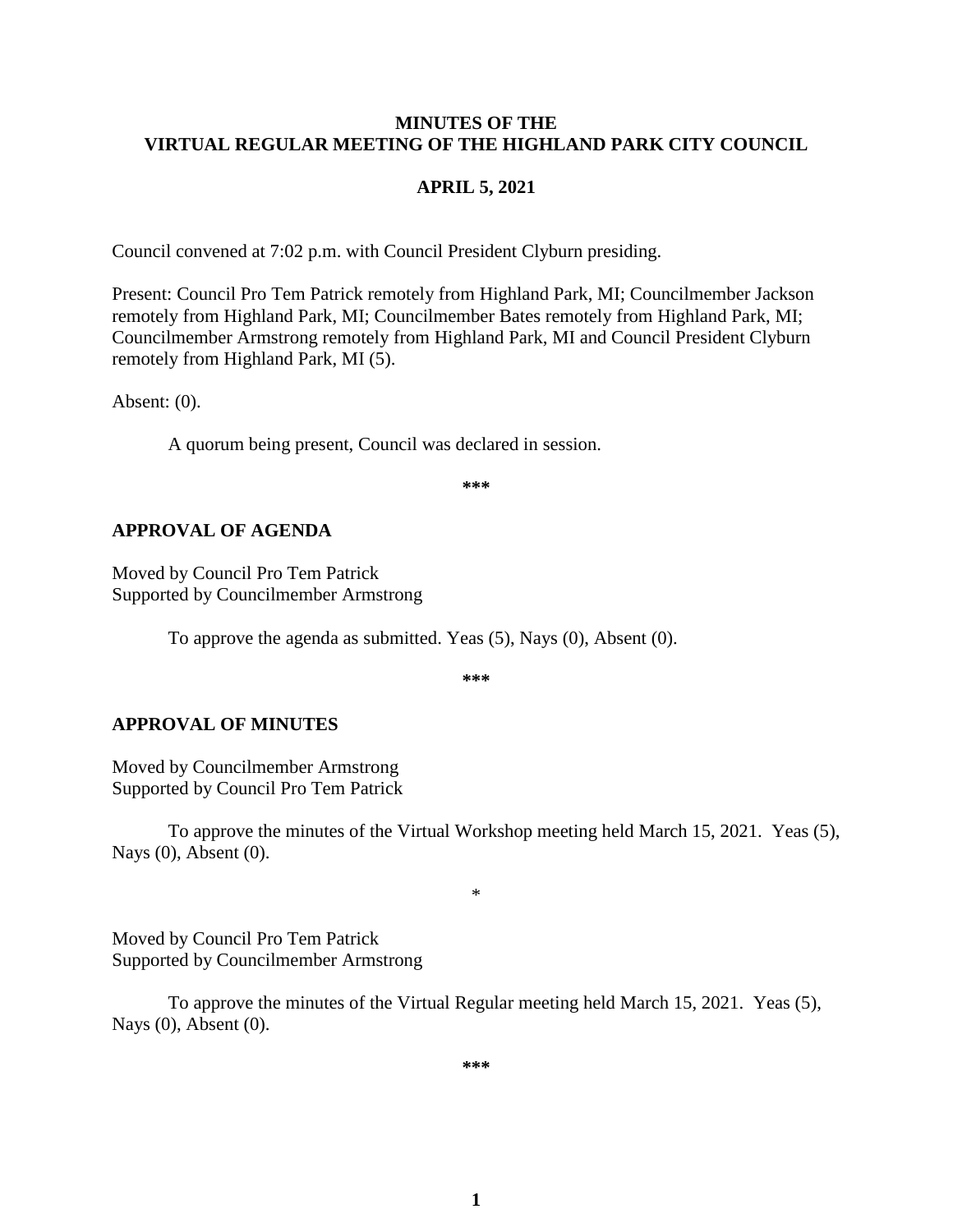**MINUTES OF THE**
**VIRTUAL REGULAR MEETING OF THE HIGHLAND PARK CITY COUNCIL**

**APRIL 5, 2021**

Council convened at 7:02 p.m. with Council President Clyburn presiding.

Present: Council Pro Tem Patrick remotely from Highland Park, MI; Councilmember Jackson remotely from Highland Park, MI; Councilmember Bates remotely from Highland Park, MI; Councilmember Armstrong remotely from Highland Park, MI and Council President Clyburn remotely from Highland Park, MI (5).

Absent: (0).

A quorum being present, Council was declared in session.

***

## APPROVAL OF AGENDA

Moved by Council Pro Tem Patrick
Supported by Councilmember Armstrong

To approve the agenda as submitted. Yeas (5), Nays (0), Absent (0).

***

## APPROVAL OF MINUTES

Moved by Councilmember Armstrong
Supported by Council Pro Tem Patrick

To approve the minutes of the Virtual Workshop meeting held March 15, 2021. Yeas (5), Nays (0), Absent (0).

*

Moved by Council Pro Tem Patrick
Supported by Councilmember Armstrong

To approve the minutes of the Virtual Regular meeting held March 15, 2021. Yeas (5), Nays (0), Absent (0).

***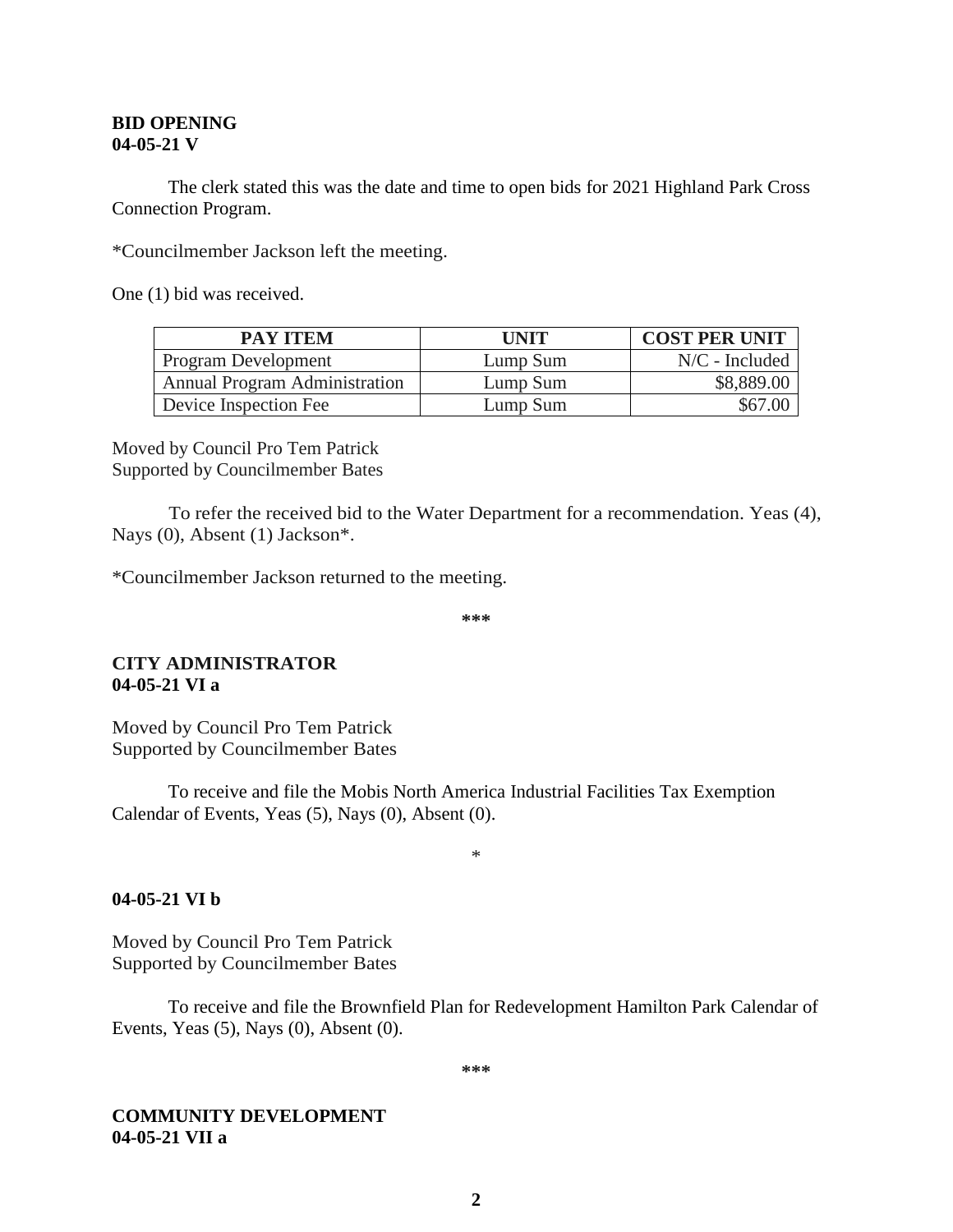**BID OPENING**
**04-05-21 V**

The clerk stated this was the date and time to open bids for 2021 Highland Park Cross Connection Program.

*Councilmember Jackson left the meeting.

One (1) bid was received.

| PAY ITEM | UNIT | COST PER UNIT |
|---|---|---|
| Program Development | Lump Sum | N/C - Included |
| Annual Program Administration | Lump Sum | $8,889.00 |
| Device Inspection Fee | Lump Sum | $67.00 |

Moved by Council Pro Tem Patrick
Supported by Councilmember Bates

To refer the received bid to the Water Department for a recommendation. Yeas (4), Nays (0), Absent (1) Jackson*.

*Councilmember Jackson returned to the meeting.

***

**CITY ADMINISTRATOR**
**04-05-21 VI a**

Moved by Council Pro Tem Patrick
Supported by Councilmember Bates

To receive and file the Mobis North America Industrial Facilities Tax Exemption Calendar of Events, Yeas (5), Nays (0), Absent (0).

*

**04-05-21 VI b**

Moved by Council Pro Tem Patrick
Supported by Councilmember Bates

To receive and file the Brownfield Plan for Redevelopment Hamilton Park Calendar of Events, Yeas (5), Nays (0), Absent (0).

***

**COMMUNITY DEVELOPMENT**
**04-05-21 VII a**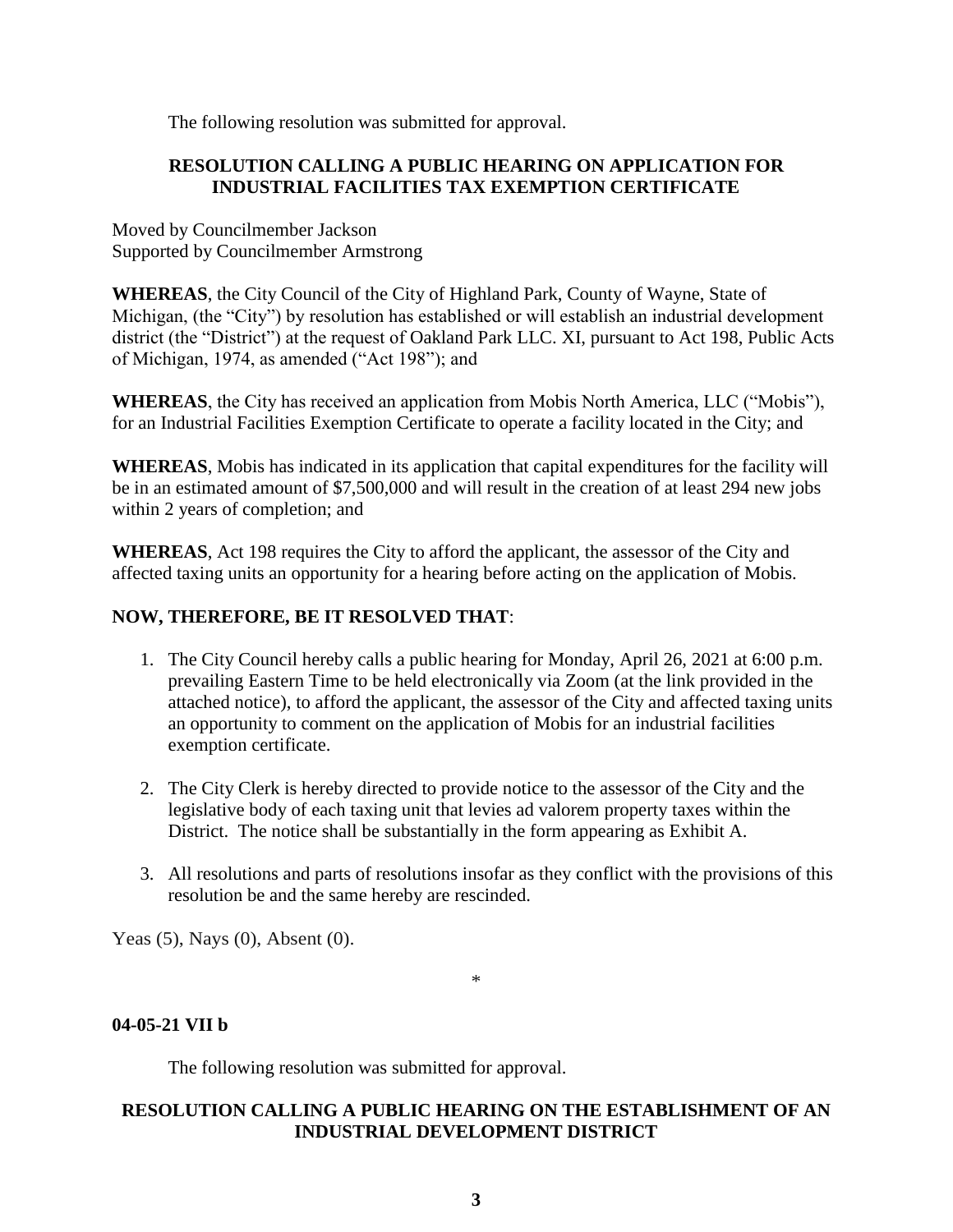The following resolution was submitted for approval.

**RESOLUTION CALLING A PUBLIC HEARING ON APPLICATION FOR INDUSTRIAL FACILITIES TAX EXEMPTION CERTIFICATE**

Moved by Councilmember Jackson
Supported by Councilmember Armstrong

**WHEREAS**, the City Council of the City of Highland Park, County of Wayne, State of Michigan, (the "City") by resolution has established or will establish an industrial development district (the "District") at the request of Oakland Park LLC. XI, pursuant to Act 198, Public Acts of Michigan, 1974, as amended ("Act 198"); and

**WHEREAS**, the City has received an application from Mobis North America, LLC ("Mobis"), for an Industrial Facilities Exemption Certificate to operate a facility located in the City; and

**WHEREAS**, Mobis has indicated in its application that capital expenditures for the facility will be in an estimated amount of $7,500,000 and will result in the creation of at least 294 new jobs within 2 years of completion; and

**WHEREAS**, Act 198 requires the City to afford the applicant, the assessor of the City and affected taxing units an opportunity for a hearing before acting on the application of Mobis.

**NOW, THEREFORE, BE IT RESOLVED THAT**:

1. The City Council hereby calls a public hearing for Monday, April 26, 2021 at 6:00 p.m. prevailing Eastern Time to be held electronically via Zoom (at the link provided in the attached notice), to afford the applicant, the assessor of the City and affected taxing units an opportunity to comment on the application of Mobis for an industrial facilities exemption certificate.

2. The City Clerk is hereby directed to provide notice to the assessor of the City and the legislative body of each taxing unit that levies ad valorem property taxes within the District. The notice shall be substantially in the form appearing as Exhibit A.

3. All resolutions and parts of resolutions insofar as they conflict with the provisions of this resolution be and the same hereby are rescinded.

Yeas (5), Nays (0), Absent (0).

*

**04-05-21 VII b**

The following resolution was submitted for approval.

**RESOLUTION CALLING A PUBLIC HEARING ON THE ESTABLISHMENT OF AN INDUSTRIAL DEVELOPMENT DISTRICT**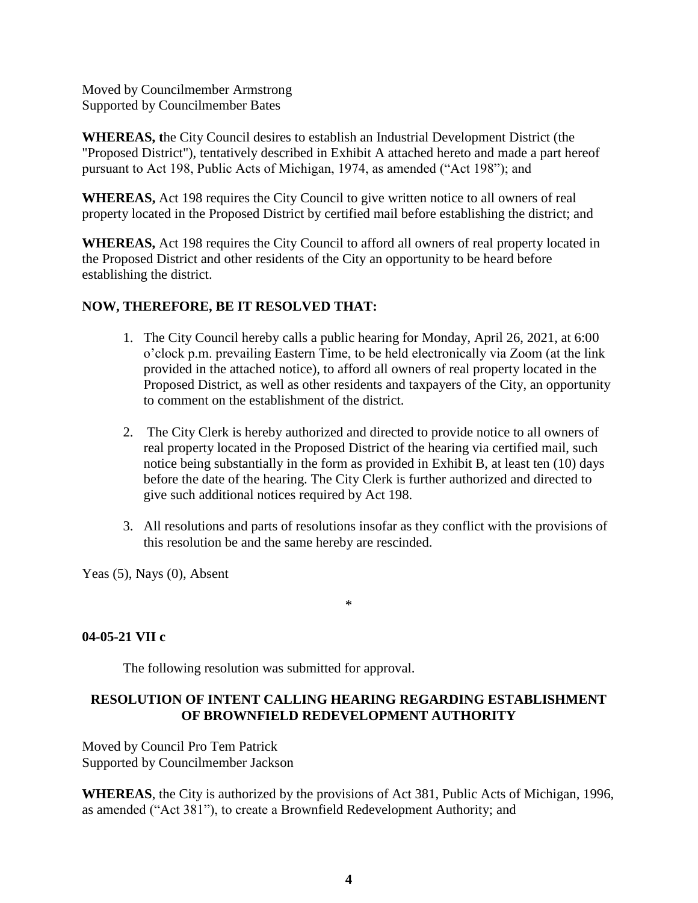Moved by Councilmember Armstrong
Supported by Councilmember Bates

**WHEREAS, t**he City Council desires to establish an Industrial Development District (the "Proposed District"), tentatively described in Exhibit A attached hereto and made a part hereof pursuant to Act 198, Public Acts of Michigan, 1974, as amended ("Act 198"); and

**WHEREAS,** Act 198 requires the City Council to give written notice to all owners of real property located in the Proposed District by certified mail before establishing the district; and

**WHEREAS,** Act 198 requires the City Council to afford all owners of real property located in the Proposed District and other residents of the City an opportunity to be heard before establishing the district.

**NOW, THEREFORE, BE IT RESOLVED THAT:**

1. The City Council hereby calls a public hearing for Monday, April 26, 2021, at 6:00 o'clock p.m. prevailing Eastern Time, to be held electronically via Zoom (at the link provided in the attached notice), to afford all owners of real property located in the Proposed District, as well as other residents and taxpayers of the City, an opportunity to comment on the establishment of the district.

2. The City Clerk is hereby authorized and directed to provide notice to all owners of real property located in the Proposed District of the hearing via certified mail, such notice being substantially in the form as provided in Exhibit B, at least ten (10) days before the date of the hearing. The City Clerk is further authorized and directed to give such additional notices required by Act 198.

3. All resolutions and parts of resolutions insofar as they conflict with the provisions of this resolution be and the same hereby are rescinded.

Yeas (5), Nays (0), Absent

\*

**04-05-21 VII c**

The following resolution was submitted for approval.

**RESOLUTION OF INTENT CALLING HEARING REGARDING ESTABLISHMENT OF BROWNFIELD REDEVELOPMENT AUTHORITY**

Moved by Council Pro Tem Patrick
Supported by Councilmember Jackson

**WHEREAS**, the City is authorized by the provisions of Act 381, Public Acts of Michigan, 1996, as amended ("Act 381"), to create a Brownfield Redevelopment Authority; and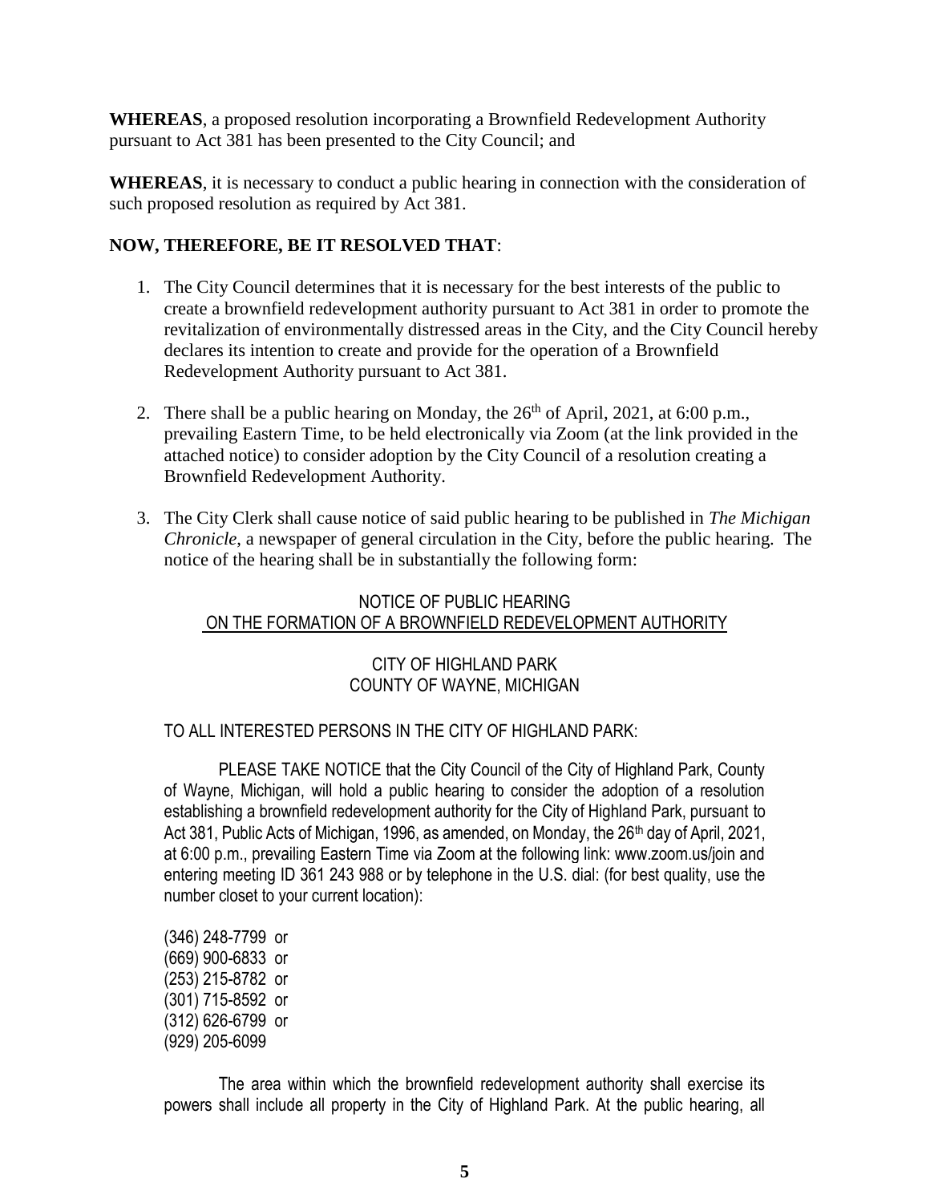**WHEREAS**, a proposed resolution incorporating a Brownfield Redevelopment Authority pursuant to Act 381 has been presented to the City Council; and

**WHEREAS**, it is necessary to conduct a public hearing in connection with the consideration of such proposed resolution as required by Act 381.

**NOW, THEREFORE, BE IT RESOLVED THAT**:

1. The City Council determines that it is necessary for the best interests of the public to create a brownfield redevelopment authority pursuant to Act 381 in order to promote the revitalization of environmentally distressed areas in the City, and the City Council hereby declares its intention to create and provide for the operation of a Brownfield Redevelopment Authority pursuant to Act 381.

2. There shall be a public hearing on Monday, the 26th of April, 2021, at 6:00 p.m., prevailing Eastern Time, to be held electronically via Zoom (at the link provided in the attached notice) to consider adoption by the City Council of a resolution creating a Brownfield Redevelopment Authority.

3. The City Clerk shall cause notice of said public hearing to be published in *The Michigan Chronicle*, a newspaper of general circulation in the City, before the public hearing. The notice of the hearing shall be in substantially the following form:

NOTICE OF PUBLIC HEARING
ON THE FORMATION OF A BROWNFIELD REDEVELOPMENT AUTHORITY

CITY OF HIGHLAND PARK
COUNTY OF WAYNE, MICHIGAN

TO ALL INTERESTED PERSONS IN THE CITY OF HIGHLAND PARK:

PLEASE TAKE NOTICE that the City Council of the City of Highland Park, County of Wayne, Michigan, will hold a public hearing to consider the adoption of a resolution establishing a brownfield redevelopment authority for the City of Highland Park, pursuant to Act 381, Public Acts of Michigan, 1996, as amended, on Monday, the 26th day of April, 2021, at 6:00 p.m., prevailing Eastern Time via Zoom at the following link: www.zoom.us/join and entering meeting ID 361 243 988 or by telephone in the U.S. dial: (for best quality, use the number closet to your current location):

(346) 248-7799 or
(669) 900-6833 or
(253) 215-8782 or
(301) 715-8592 or
(312) 626-6799 or
(929) 205-6099

The area within which the brownfield redevelopment authority shall exercise its powers shall include all property in the City of Highland Park. At the public hearing, all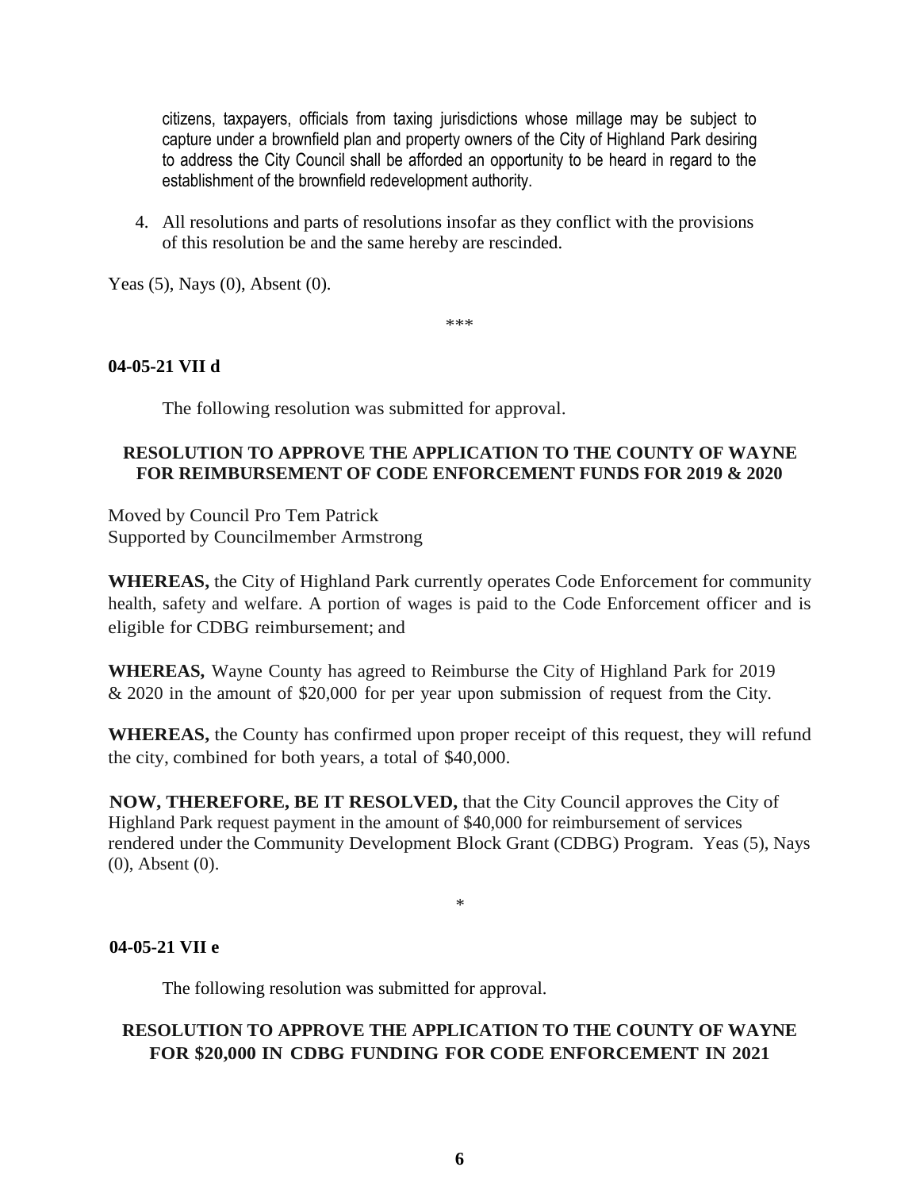citizens, taxpayers, officials from taxing jurisdictions whose millage may be subject to capture under a brownfield plan and property owners of the City of Highland Park desiring to address the City Council shall be afforded an opportunity to be heard in regard to the establishment of the brownfield redevelopment authority.

4. All resolutions and parts of resolutions insofar as they conflict with the provisions of this resolution be and the same hereby are rescinded.

Yeas (5), Nays (0), Absent (0).

\*\*\*

**04-05-21 VII d**

The following resolution was submitted for approval.

**RESOLUTION TO APPROVE THE APPLICATION TO THE COUNTY OF WAYNE FOR REIMBURSEMENT OF CODE ENFORCEMENT FUNDS FOR 2019 & 2020**

Moved by Council Pro Tem Patrick
Supported by Councilmember Armstrong

**WHEREAS,** the City of Highland Park currently operates Code Enforcement for community health, safety and welfare. A portion of wages is paid to the Code Enforcement officer and is eligible for CDBG reimbursement; and

**WHEREAS,** Wayne County has agreed to Reimburse the City of Highland Park for 2019 & 2020 in the amount of $20,000 for per year upon submission of request from the City.

**WHEREAS,** the County has confirmed upon proper receipt of this request, they will refund the city, combined for both years, a total of $40,000.

**NOW, THEREFORE, BE IT RESOLVED,** that the City Council approves the City of Highland Park request payment in the amount of $40,000 for reimbursement of services rendered under the Community Development Block Grant (CDBG) Program. Yeas (5), Nays (0), Absent (0).

\*

**04-05-21 VII e**

The following resolution was submitted for approval.

**RESOLUTION TO APPROVE THE APPLICATION TO THE COUNTY OF WAYNE FOR $20,000 IN CDBG FUNDING FOR CODE ENFORCEMENT IN 2021**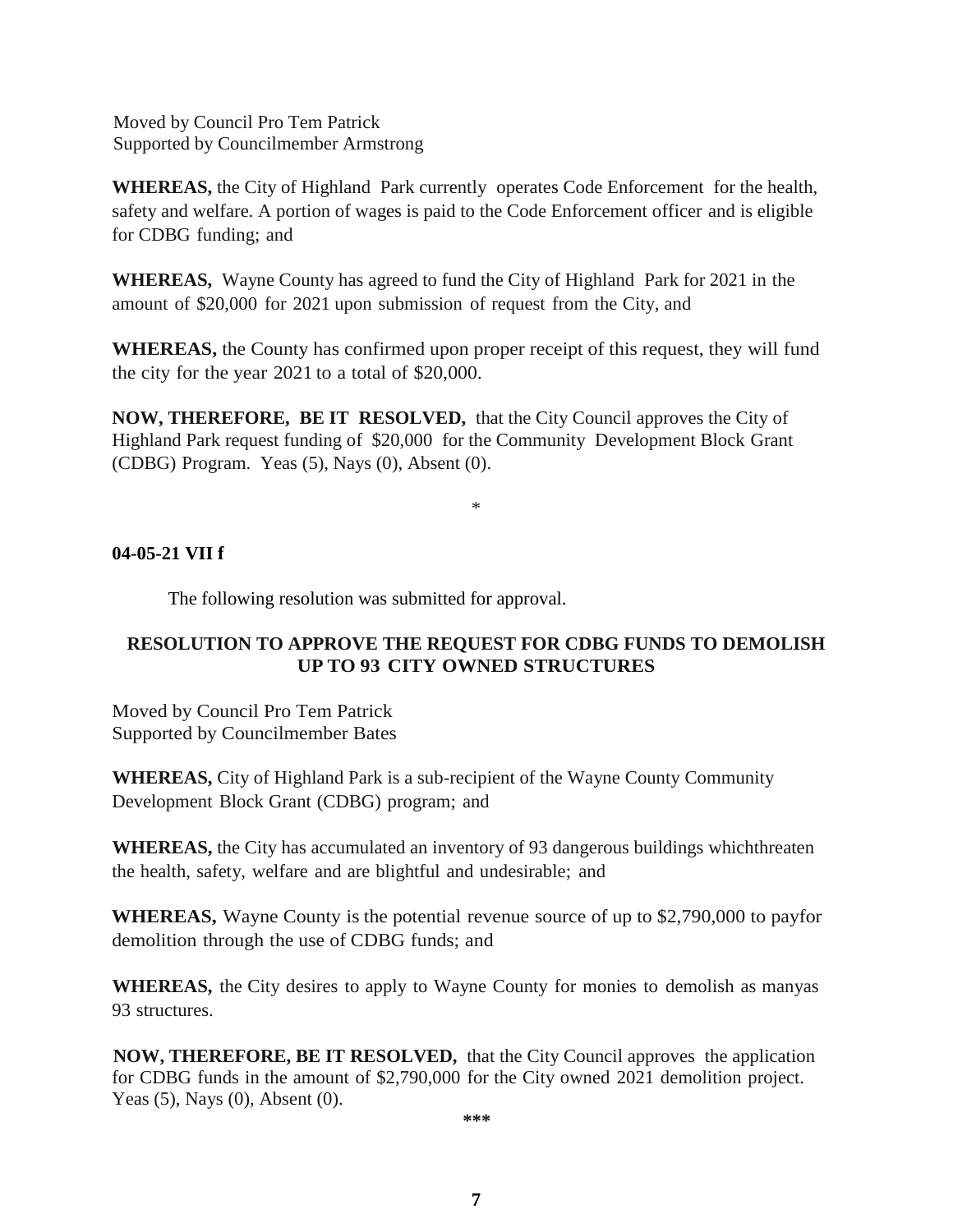Moved by Council Pro Tem Patrick
Supported by Councilmember Armstrong

**WHEREAS,** the City of Highland Park currently operates Code Enforcement for the health, safety and welfare. A portion of wages is paid to the Code Enforcement officer and is eligible for CDBG funding; and

**WHEREAS,** Wayne County has agreed to fund the City of Highland Park for 2021 in the amount of $20,000 for 2021 upon submission of request from the City, and

**WHEREAS,** the County has confirmed upon proper receipt of this request, they will fund the city for the year 2021 to a total of $20,000.

**NOW, THEREFORE, BE IT RESOLVED,** that the City Council approves the City of Highland Park request funding of $20,000 for the Community Development Block Grant (CDBG) Program. Yeas (5), Nays (0), Absent (0).

*

**04-05-21 VII f**

The following resolution was submitted for approval.

**RESOLUTION TO APPROVE THE REQUEST FOR CDBG FUNDS TO DEMOLISH UP TO 93 CITY OWNED STRUCTURES**

Moved by Council Pro Tem Patrick
Supported by Councilmember Bates

**WHEREAS,** City of Highland Park is a sub-recipient of the Wayne County Community Development Block Grant (CDBG) program; and

**WHEREAS,** the City has accumulated an inventory of 93 dangerous buildings whichthreaten the health, safety, welfare and are blightful and undesirable; and

**WHEREAS,** Wayne County is the potential revenue source of up to $2,790,000 to payfor demolition through the use of CDBG funds; and

**WHEREAS,** the City desires to apply to Wayne County for monies to demolish as manyas 93 structures.

**NOW, THEREFORE, BE IT RESOLVED,** that the City Council approves the application for CDBG funds in the amount of $2,790,000 for the City owned 2021 demolition project. Yeas (5), Nays (0), Absent (0).

***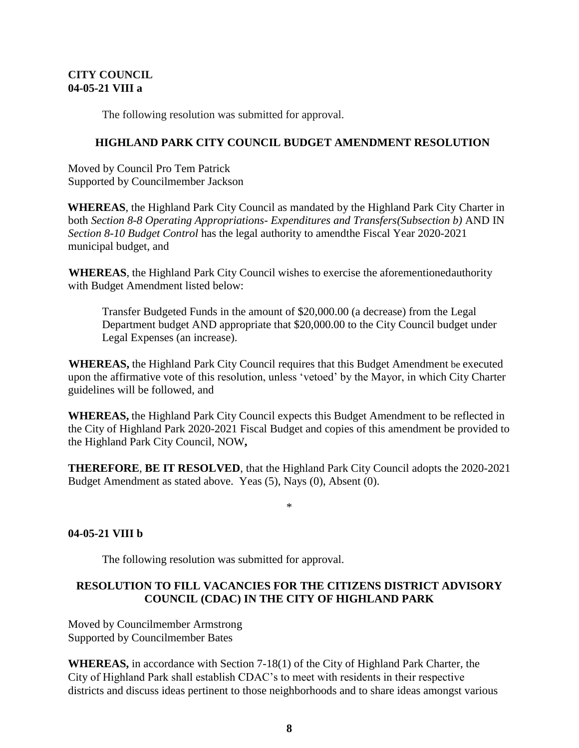**CITY COUNCIL**
**04-05-21 VIII a**

The following resolution was submitted for approval.

**HIGHLAND PARK CITY COUNCIL BUDGET AMENDMENT RESOLUTION**

Moved by Council Pro Tem Patrick
Supported by Councilmember Jackson

**WHEREAS**, the Highland Park City Council as mandated by the Highland Park City Charter in both *Section 8-8 Operating Appropriations- Expenditures and Transfers(Subsection b)* AND IN *Section 8-10 Budget Control* has the legal authority to amendthe Fiscal Year 2020-2021 municipal budget, and

**WHEREAS**, the Highland Park City Council wishes to exercise the aforementionedauthority with Budget Amendment listed below:

> Transfer Budgeted Funds in the amount of $20,000.00 (a decrease) from the Legal Department budget AND appropriate that $20,000.00 to the City Council budget under Legal Expenses (an increase).

**WHEREAS,** the Highland Park City Council requires that this Budget Amendment be executed upon the affirmative vote of this resolution, unless 'vetoed' by the Mayor, in which City Charter guidelines will be followed, and

**WHEREAS,** the Highland Park City Council expects this Budget Amendment to be reflected in the City of Highland Park 2020-2021 Fiscal Budget and copies of this amendment be provided to the Highland Park City Council, NOW**,**

**THEREFORE**, **BE IT RESOLVED**, that the Highland Park City Council adopts the 2020-2021 Budget Amendment as stated above. Yeas (5), Nays (0), Absent (0).

*

**04-05-21 VIII b**

The following resolution was submitted for approval.

**RESOLUTION TO FILL VACANCIES FOR THE CITIZENS DISTRICT ADVISORY COUNCIL (CDAC) IN THE CITY OF HIGHLAND PARK**

Moved by Councilmember Armstrong
Supported by Councilmember Bates

**WHEREAS,** in accordance with Section 7-18(1) of the City of Highland Park Charter, the City of Highland Park shall establish CDAC's to meet with residents in their respective districts and discuss ideas pertinent to those neighborhoods and to share ideas amongst various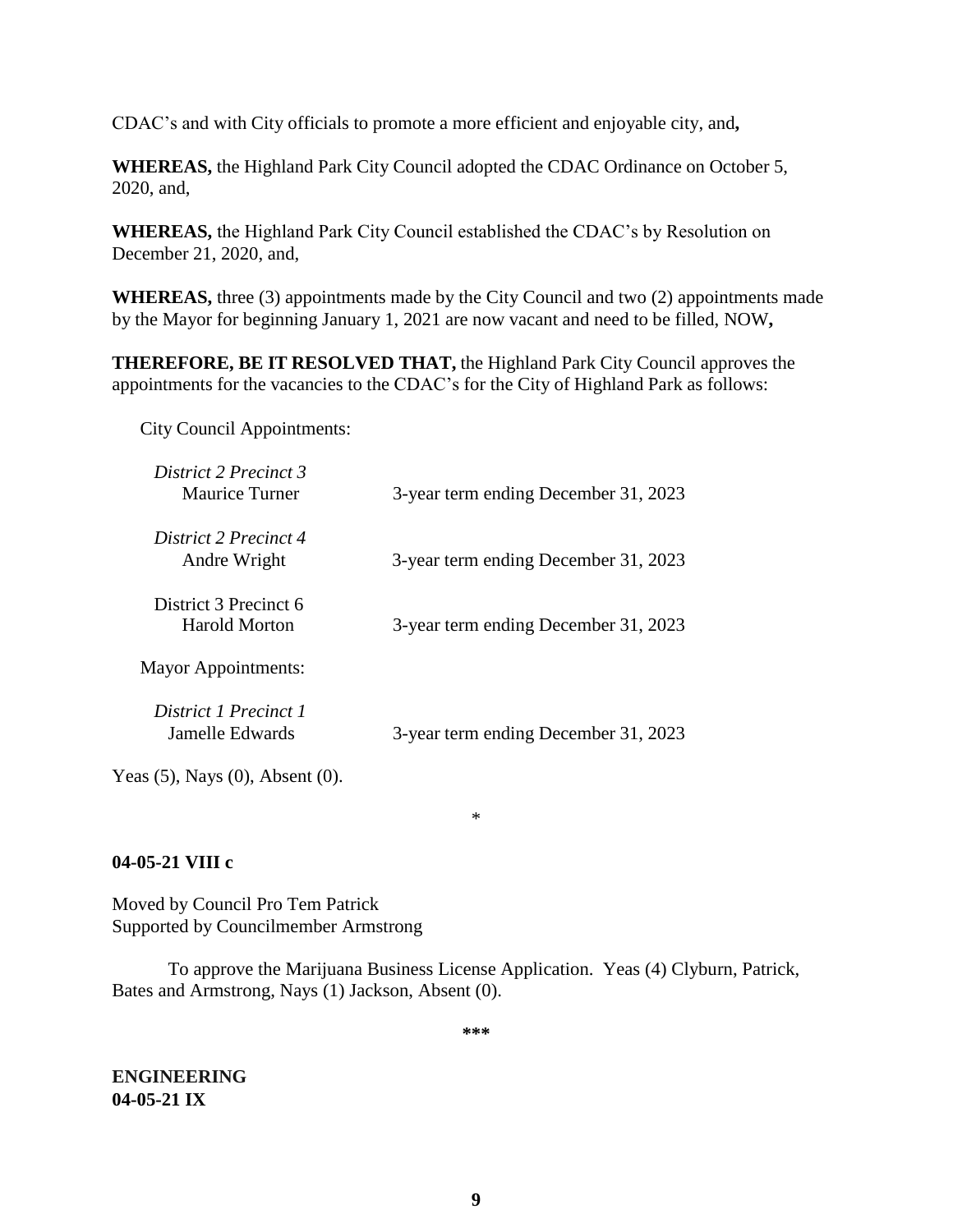CDAC's and with City officials to promote a more efficient and enjoyable city, and**,**

**WHEREAS,** the Highland Park City Council adopted the CDAC Ordinance on October 5, 2020, and,

**WHEREAS,** the Highland Park City Council established the CDAC's by Resolution on December 21, 2020, and,

**WHEREAS,** three (3) appointments made by the City Council and two (2) appointments made by the Mayor for beginning January 1, 2021 are now vacant and need to be filled, NOW**,**

**THEREFORE, BE IT RESOLVED THAT,** the Highland Park City Council approves the appointments for the vacancies to the CDAC's for the City of Highland Park as follows:

City Council Appointments:

*District 2 Precinct 3*
Maurice Turner — 3-year term ending December 31, 2023

*District 2 Precinct 4*
Andre Wright — 3-year term ending December 31, 2023

District 3 Precinct 6
Harold Morton — 3-year term ending December 31, 2023

Mayor Appointments:

*District 1 Precinct 1*
Jamelle Edwards — 3-year term ending December 31, 2023

Yeas (5), Nays (0), Absent (0).

*

**04-05-21 VIII c**

Moved by Council Pro Tem Patrick
Supported by Councilmember Armstrong

To approve the Marijuana Business License Application. Yeas (4) Clyburn, Patrick, Bates and Armstrong, Nays (1) Jackson, Absent (0).

**\*\*\***

**ENGINEERING**
**04-05-21 IX**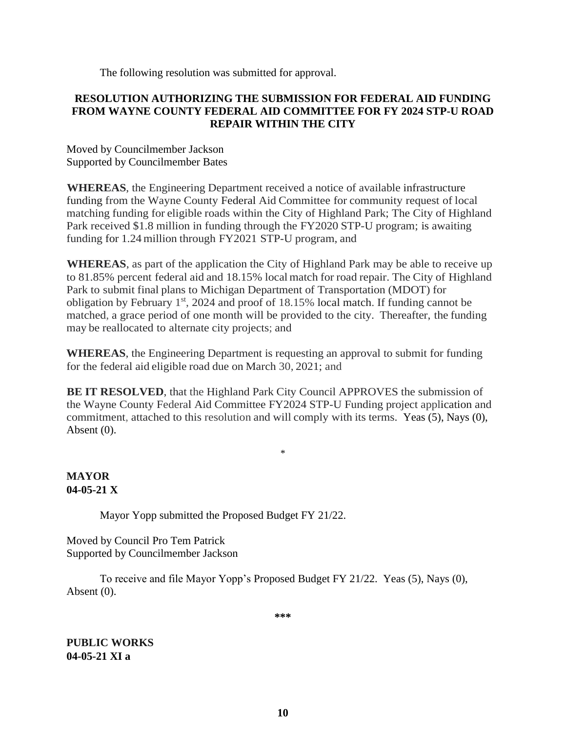The following resolution was submitted for approval.

**RESOLUTION AUTHORIZING THE SUBMISSION FOR FEDERAL AID FUNDING FROM WAYNE COUNTY FEDERAL AID COMMITTEE FOR FY 2024 STP-U ROAD REPAIR WITHIN THE CITY**

Moved by Councilmember Jackson
Supported by Councilmember Bates

**WHEREAS**, the Engineering Department received a notice of available infrastructure funding from the Wayne County Federal Aid Committee for community request of local matching funding for eligible roads within the City of Highland Park; The City of Highland Park received $1.8 million in funding through the FY2020 STP-U program; is awaiting funding for 1.24 million through FY2021 STP-U program, and

**WHEREAS**, as part of the application the City of Highland Park may be able to receive up to 81.85% percent federal aid and 18.15% local match for road repair. The City of Highland Park to submit final plans to Michigan Department of Transportation (MDOT) for obligation by February 1st, 2024 and proof of 18.15% local match. If funding cannot be matched, a grace period of one month will be provided to the city. Thereafter, the funding may be reallocated to alternate city projects; and

**WHEREAS**, the Engineering Department is requesting an approval to submit for funding for the federal aid eligible road due on March 30, 2021; and

**BE IT RESOLVED**, that the Highland Park City Council APPROVES the submission of the Wayne County Federal Aid Committee FY2024 STP-U Funding project application and commitment, attached to this resolution and will comply with its terms. Yeas (5), Nays (0), Absent (0).

\*

**MAYOR**
**04-05-21 X**

Mayor Yopp submitted the Proposed Budget FY 21/22.

Moved by Council Pro Tem Patrick
Supported by Councilmember Jackson

To receive and file Mayor Yopp's Proposed Budget FY 21/22. Yeas (5), Nays (0), Absent (0).

\*\*\*

**PUBLIC WORKS**
**04-05-21 XI a**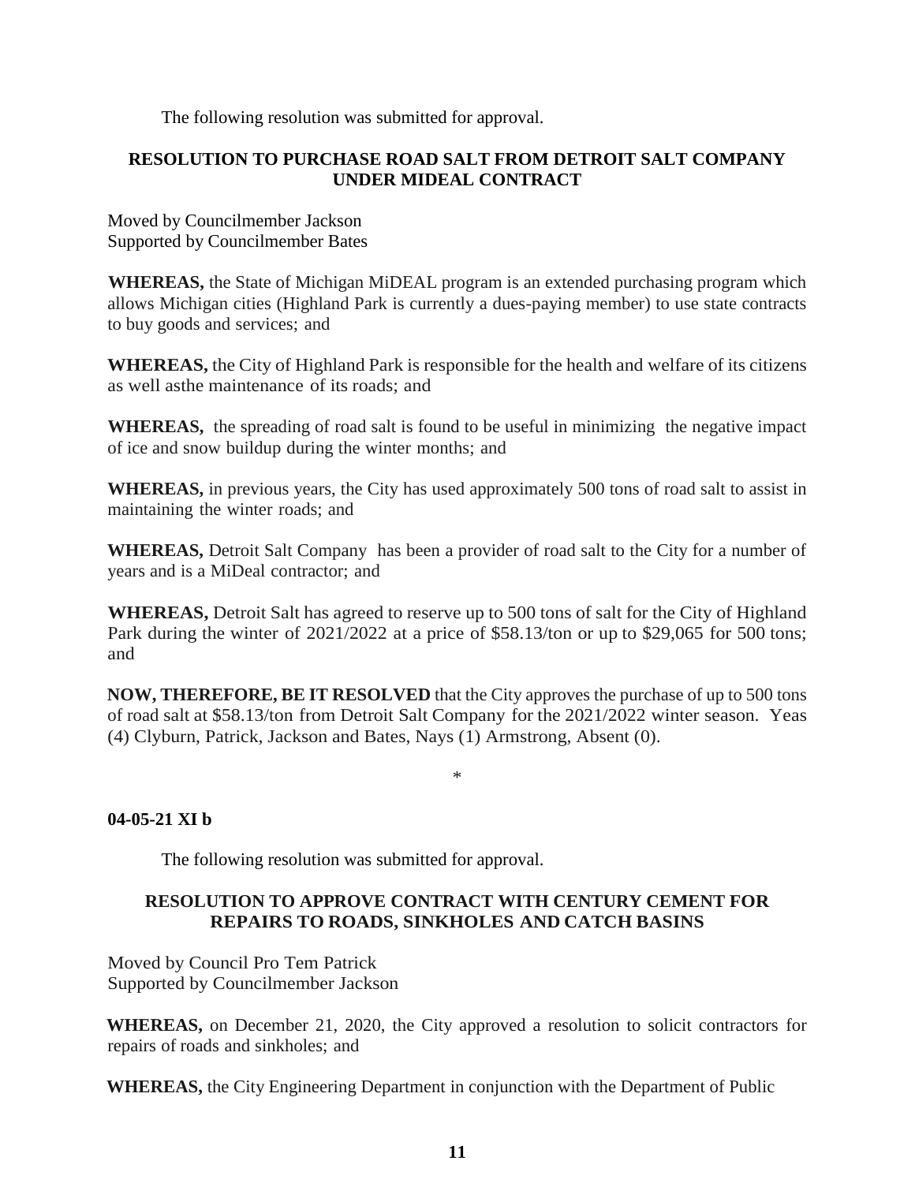The following resolution was submitted for approval.

**RESOLUTION TO PURCHASE ROAD SALT FROM DETROIT SALT COMPANY UNDER MIDEAL CONTRACT**

Moved by Councilmember Jackson
Supported by Councilmember Bates

**WHEREAS,** the State of Michigan MiDEAL program is an extended purchasing program which allows Michigan cities (Highland Park is currently a dues-paying member) to use state contracts to buy goods and services; and

**WHEREAS,** the City of Highland Park is responsible for the health and welfare of its citizens as well asthe maintenance of its roads; and

**WHEREAS,** the spreading of road salt is found to be useful in minimizing the negative impact of ice and snow buildup during the winter months; and

**WHEREAS,** in previous years, the City has used approximately 500 tons of road salt to assist in maintaining the winter roads; and

**WHEREAS,** Detroit Salt Company has been a provider of road salt to the City for a number of years and is a MiDeal contractor; and

**WHEREAS,** Detroit Salt has agreed to reserve up to 500 tons of salt for the City of Highland Park during the winter of 2021/2022 at a price of $58.13/ton or up to $29,065 for 500 tons; and

**NOW, THEREFORE, BE IT RESOLVED** that the City approves the purchase of up to 500 tons of road salt at $58.13/ton from Detroit Salt Company for the 2021/2022 winter season. Yeas (4) Clyburn, Patrick, Jackson and Bates, Nays (1) Armstrong, Absent (0).

*

**04-05-21 XI b**

The following resolution was submitted for approval.

**RESOLUTION TO APPROVE CONTRACT WITH CENTURY CEMENT FOR REPAIRS TO ROADS, SINKHOLES AND CATCH BASINS**

Moved by Council Pro Tem Patrick
Supported by Councilmember Jackson

**WHEREAS,** on December 21, 2020, the City approved a resolution to solicit contractors for repairs of roads and sinkholes; and

**WHEREAS,** the City Engineering Department in conjunction with the Department of Public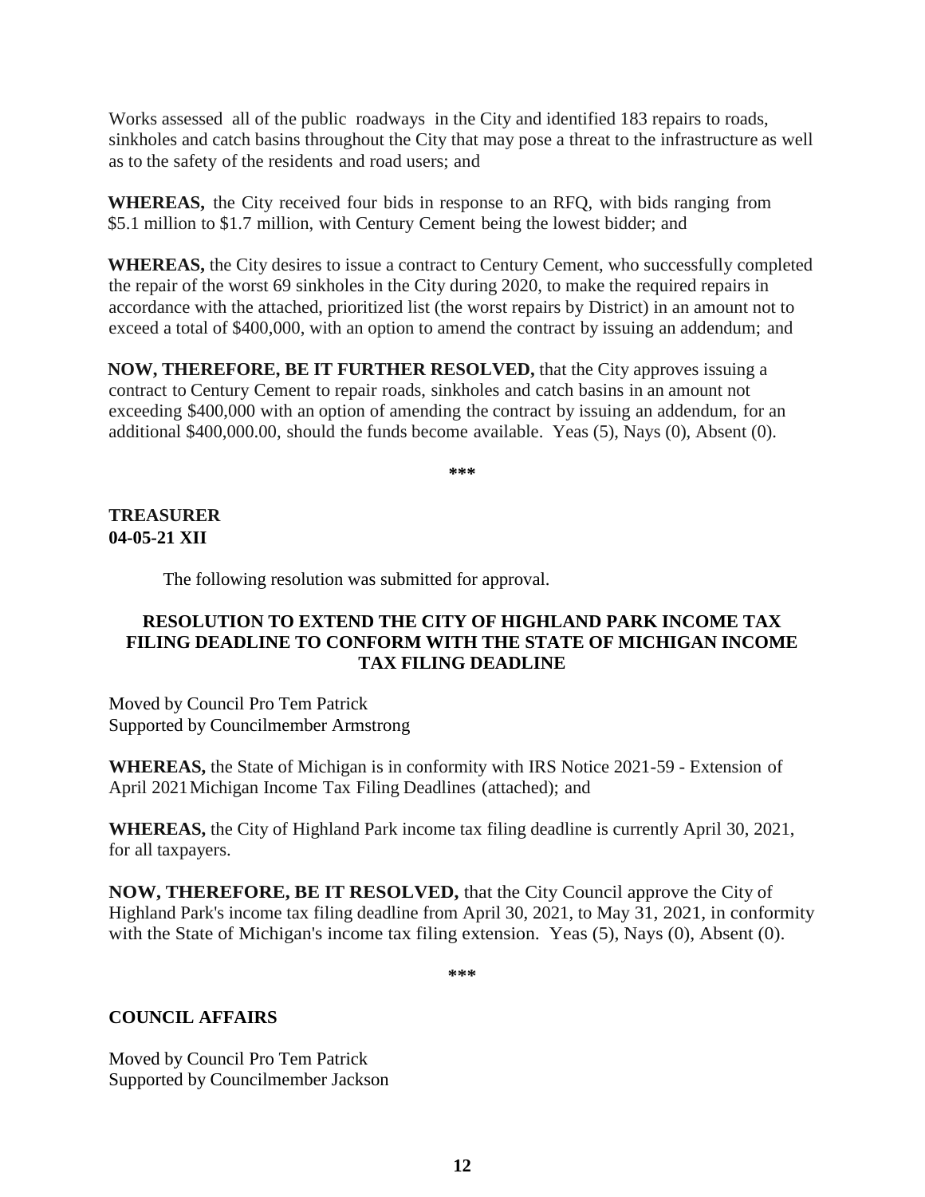Works assessed all of the public roadways in the City and identified 183 repairs to roads, sinkholes and catch basins throughout the City that may pose a threat to the infrastructure as well as to the safety of the residents and road users; and

**WHEREAS,** the City received four bids in response to an RFQ, with bids ranging from $5.1 million to $1.7 million, with Century Cement being the lowest bidder; and

**WHEREAS,** the City desires to issue a contract to Century Cement, who successfully completed the repair of the worst 69 sinkholes in the City during 2020, to make the required repairs in accordance with the attached, prioritized list (the worst repairs by District) in an amount not to exceed a total of $400,000, with an option to amend the contract by issuing an addendum; and

**NOW, THEREFORE, BE IT FURTHER RESOLVED,** that the City approves issuing a contract to Century Cement to repair roads, sinkholes and catch basins in an amount not exceeding $400,000 with an option of amending the contract by issuing an addendum, for an additional $400,000.00, should the funds become available. Yeas (5), Nays (0), Absent (0).

***

**TREASURER**
**04-05-21 XII**

The following resolution was submitted for approval.

**RESOLUTION TO EXTEND THE CITY OF HIGHLAND PARK INCOME TAX FILING DEADLINE TO CONFORM WITH THE STATE OF MICHIGAN INCOME TAX FILING DEADLINE**

Moved by Council Pro Tem Patrick
Supported by Councilmember Armstrong

**WHEREAS,** the State of Michigan is in conformity with IRS Notice 2021-59 - Extension of April 2021 Michigan Income Tax Filing Deadlines (attached); and

**WHEREAS,** the City of Highland Park income tax filing deadline is currently April 30, 2021, for all taxpayers.

**NOW, THEREFORE, BE IT RESOLVED,** that the City Council approve the City of Highland Park's income tax filing deadline from April 30, 2021, to May 31, 2021, in conformity with the State of Michigan's income tax filing extension. Yeas (5), Nays (0), Absent (0).

***

**COUNCIL AFFAIRS**

Moved by Council Pro Tem Patrick
Supported by Councilmember Jackson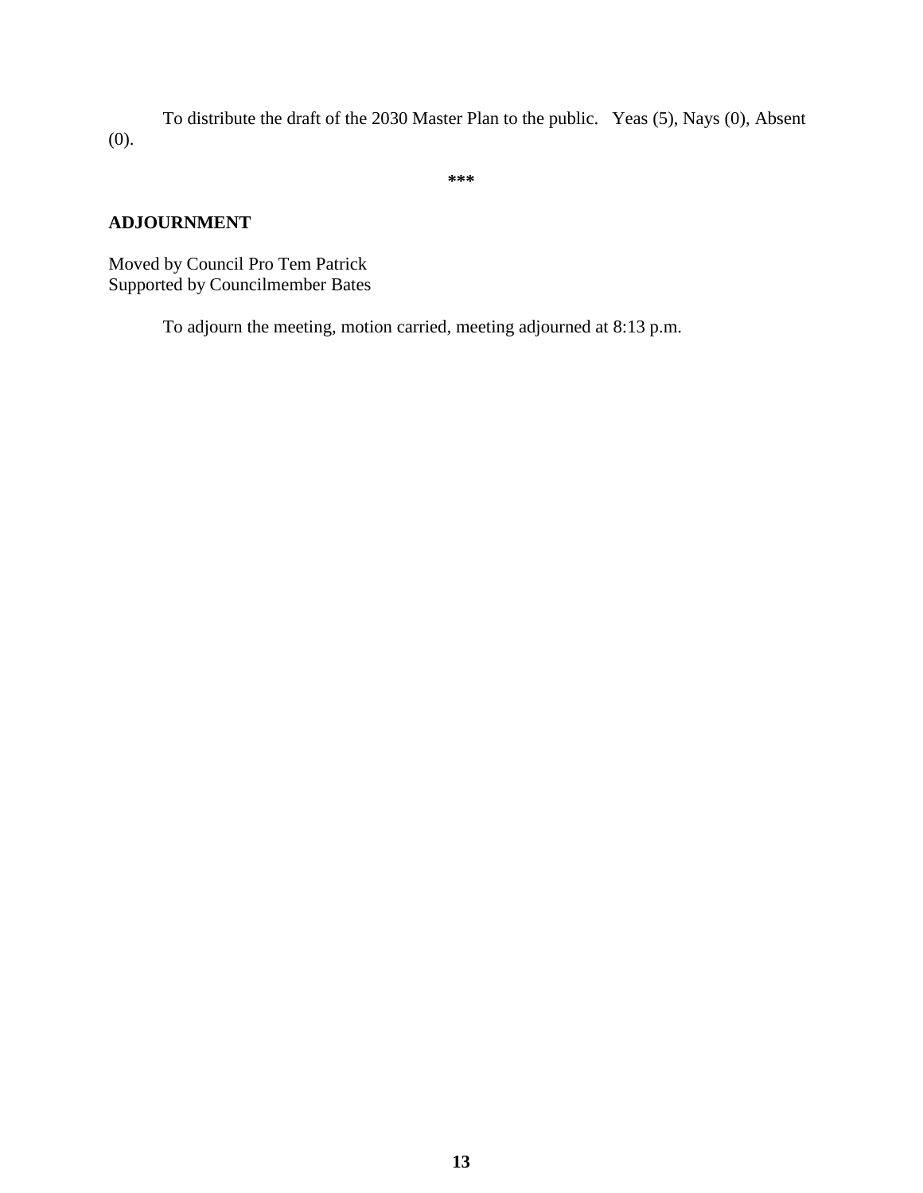To distribute the draft of the 2030 Master Plan to the public. Yeas (5), Nays (0), Absent (0).

***

**ADJOURNMENT**

Moved by Council Pro Tem Patrick
Supported by Councilmember Bates

To adjourn the meeting, motion carried, meeting adjourned at 8:13 p.m.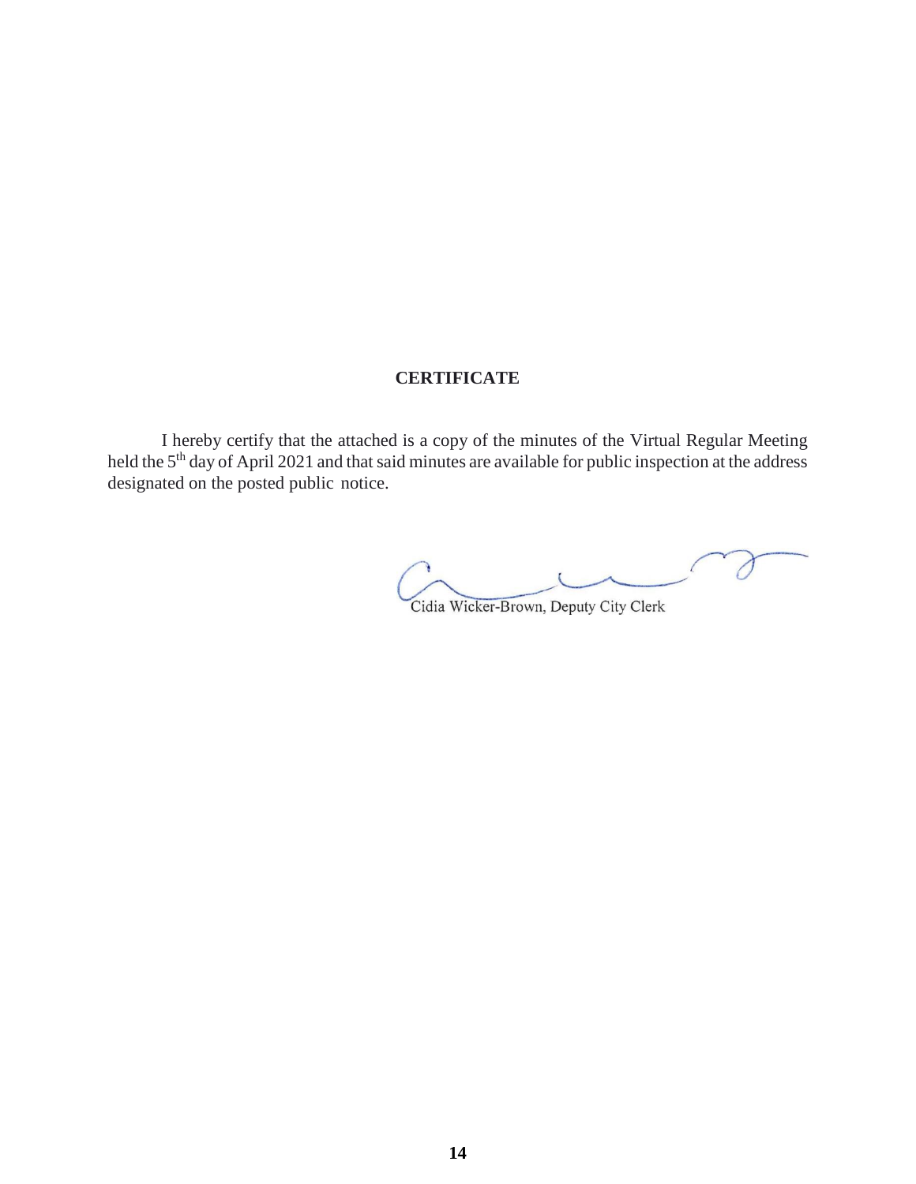## CERTIFICATE

I hereby certify that the attached is a copy of the minutes of the Virtual Regular Meeting held the 5th day of April 2021 and that said minutes are available for public inspection at the address designated on the posted public notice.

Cidia Wicker-Brown, Deputy City Clerk